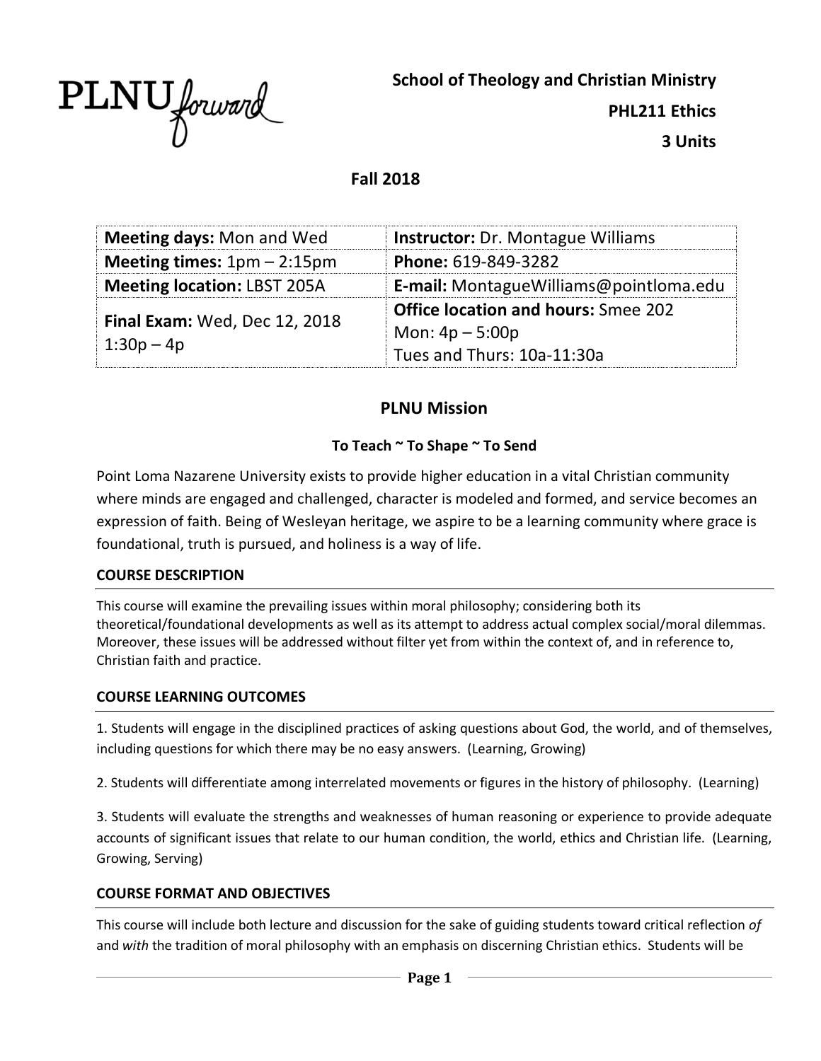PLNU forward

**School of Theology and Christian Ministry**

**PHL211 Ethics**

**3 Units**

**Fall 2018**

| **Meeting days:** Mon and Wed | **Instructor:** Dr. Montague Williams |
|---|---|
| **Meeting times:** 1pm – 2:15pm | **Phone:** 619-849-3282 |
| **Meeting location:** LBST 205A | **E-mail:** MontagueWilliams@pointloma.edu |
| **Final Exam:** Wed, Dec 12, 2018 1:30p – 4p | **Office location and hours:** Smee 202<br>Mon: 4p – 5:00p<br>Tues and Thurs: 10a-11:30a |

## PLNU Mission

**To Teach ~ To Shape ~ To Send**

Point Loma Nazarene University exists to provide higher education in a vital Christian community where minds are engaged and challenged, character is modeled and formed, and service becomes an expression of faith. Being of Wesleyan heritage, we aspire to be a learning community where grace is foundational, truth is pursued, and holiness is a way of life.

### COURSE DESCRIPTION

This course will examine the prevailing issues within moral philosophy; considering both its theoretical/foundational developments as well as its attempt to address actual complex social/moral dilemmas. Moreover, these issues will be addressed without filter yet from within the context of, and in reference to, Christian faith and practice.

### COURSE LEARNING OUTCOMES

1. Students will engage in the disciplined practices of asking questions about God, the world, and of themselves, including questions for which there may be no easy answers. (Learning, Growing)

2. Students will differentiate among interrelated movements or figures in the history of philosophy. (Learning)

3. Students will evaluate the strengths and weaknesses of human reasoning or experience to provide adequate accounts of significant issues that relate to our human condition, the world, ethics and Christian life. (Learning, Growing, Serving)

### COURSE FORMAT AND OBJECTIVES

This course will include both lecture and discussion for the sake of guiding students toward critical reflection *of* and *with* the tradition of moral philosophy with an emphasis on discerning Christian ethics. Students will be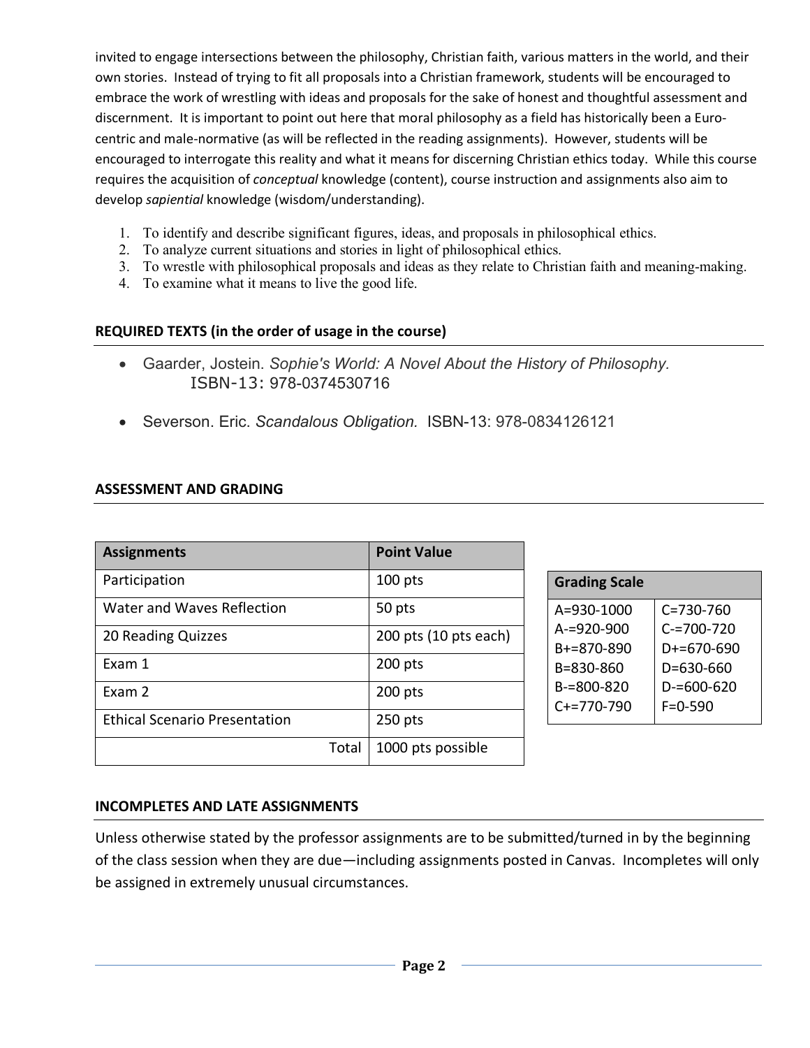invited to engage intersections between the philosophy, Christian faith, various matters in the world, and their own stories. Instead of trying to fit all proposals into a Christian framework, students will be encouraged to embrace the work of wrestling with ideas and proposals for the sake of honest and thoughtful assessment and discernment. It is important to point out here that moral philosophy as a field has historically been a Euro-centric and male-normative (as will be reflected in the reading assignments). However, students will be encouraged to interrogate this reality and what it means for discerning Christian ethics today. While this course requires the acquisition of *conceptual* knowledge (content), course instruction and assignments also aim to develop *sapiential* knowledge (wisdom/understanding).

1. To identify and describe significant figures, ideas, and proposals in philosophical ethics.
2. To analyze current situations and stories in light of philosophical ethics.
3. To wrestle with philosophical proposals and ideas as they relate to Christian faith and meaning-making.
4. To examine what it means to live the good life.

## REQUIRED TEXTS (in the order of usage in the course)

- Gaarder, Jostein. *Sophie's World: A Novel About the History of Philosophy.* ISBN-13: 978-0374530716
- Severson. Eric. *Scandalous Obligation.* ISBN-13: 978-0834126121

## ASSESSMENT AND GRADING

| Assignments | Point Value |
|---|---|
| Participation | 100 pts |
| Water and Waves Reflection | 50 pts |
| 20 Reading Quizzes | 200 pts (10 pts each) |
| Exam 1 | 200 pts |
| Exam 2 | 200 pts |
| Ethical Scenario Presentation | 250 pts |
| Total | 1000 pts possible |

| Grading Scale | |
|---|---|
| A=930-1000 | C=730-760 |
| A-=920-900 | C-=700-720 |
| B+=870-890 | D+=670-690 |
| B=830-860 | D=630-660 |
| B-=800-820 | D-=600-620 |
| C+=770-790 | F=0-590 |

## INCOMPLETES AND LATE ASSIGNMENTS

Unless otherwise stated by the professor assignments are to be submitted/turned in by the beginning of the class session when they are due—including assignments posted in Canvas. Incompletes will only be assigned in extremely unusual circumstances.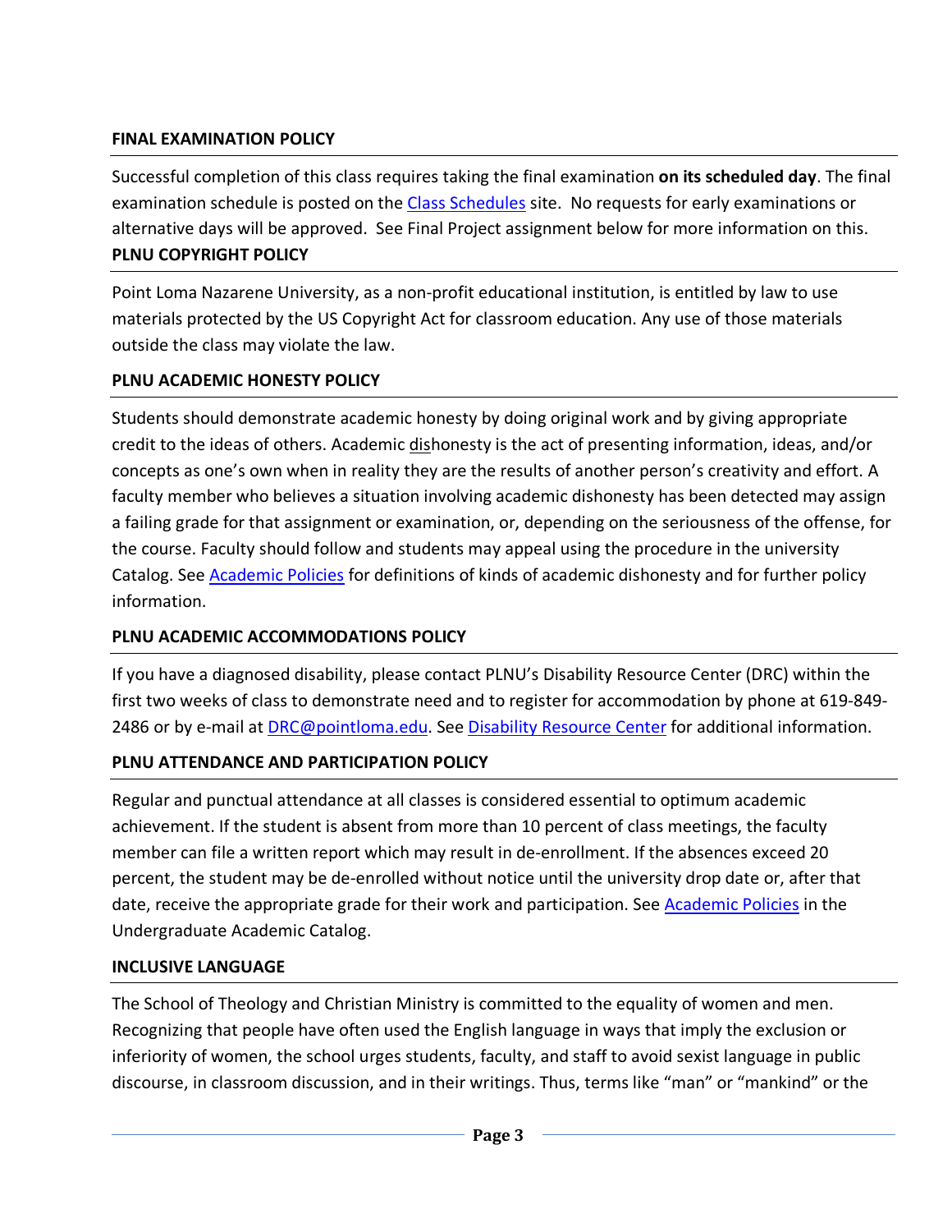**FINAL EXAMINATION POLICY**

Successful completion of this class requires taking the final examination **on its scheduled day**. The final examination schedule is posted on the [Class Schedules]() site. No requests for early examinations or alternative days will be approved. See Final Project assignment below for more information on this.

**PLNU COPYRIGHT POLICY**

Point Loma Nazarene University, as a non-profit educational institution, is entitled by law to use materials protected by the US Copyright Act for classroom education. Any use of those materials outside the class may violate the law.

**PLNU ACADEMIC HONESTY POLICY**

Students should demonstrate academic honesty by doing original work and by giving appropriate credit to the ideas of others. Academic dishonesty is the act of presenting information, ideas, and/or concepts as one's own when in reality they are the results of another person's creativity and effort. A faculty member who believes a situation involving academic dishonesty has been detected may assign a failing grade for that assignment or examination, or, depending on the seriousness of the offense, for the course. Faculty should follow and students may appeal using the procedure in the university Catalog. See [Academic Policies]() for definitions of kinds of academic dishonesty and for further policy information.

**PLNU ACADEMIC ACCOMMODATIONS POLICY**

If you have a diagnosed disability, please contact PLNU's Disability Resource Center (DRC) within the first two weeks of class to demonstrate need and to register for accommodation by phone at 619-849-2486 or by e-mail at [DRC@pointloma.edu](mailto:DRC@pointloma.edu). See [Disability Resource Center]() for additional information.

**PLNU ATTENDANCE AND PARTICIPATION POLICY**

Regular and punctual attendance at all classes is considered essential to optimum academic achievement. If the student is absent from more than 10 percent of class meetings, the faculty member can file a written report which may result in de-enrollment. If the absences exceed 20 percent, the student may be de-enrolled without notice until the university drop date or, after that date, receive the appropriate grade for their work and participation. See [Academic Policies]() in the Undergraduate Academic Catalog.

**INCLUSIVE LANGUAGE**

The School of Theology and Christian Ministry is committed to the equality of women and men. Recognizing that people have often used the English language in ways that imply the exclusion or inferiority of women, the school urges students, faculty, and staff to avoid sexist language in public discourse, in classroom discussion, and in their writings. Thus, terms like "man" or "mankind" or the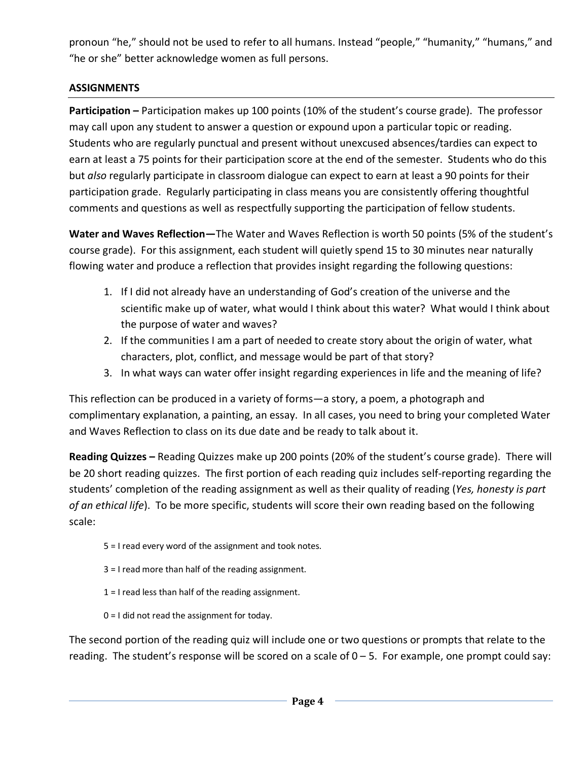pronoun "he," should not be used to refer to all humans. Instead "people," "humanity," "humans," and "he or she" better acknowledge women as full persons.

## ASSIGNMENTS

**Participation –** Participation makes up 100 points (10% of the student's course grade). The professor may call upon any student to answer a question or expound upon a particular topic or reading. Students who are regularly punctual and present without unexcused absences/tardies can expect to earn at least a 75 points for their participation score at the end of the semester. Students who do this but *also* regularly participate in classroom dialogue can expect to earn at least a 90 points for their participation grade. Regularly participating in class means you are consistently offering thoughtful comments and questions as well as respectfully supporting the participation of fellow students.

**Water and Waves Reflection—**The Water and Waves Reflection is worth 50 points (5% of the student's course grade). For this assignment, each student will quietly spend 15 to 30 minutes near naturally flowing water and produce a reflection that provides insight regarding the following questions:

1. If I did not already have an understanding of God's creation of the universe and the scientific make up of water, what would I think about this water? What would I think about the purpose of water and waves?
2. If the communities I am a part of needed to create story about the origin of water, what characters, plot, conflict, and message would be part of that story?
3. In what ways can water offer insight regarding experiences in life and the meaning of life?

This reflection can be produced in a variety of forms—a story, a poem, a photograph and complimentary explanation, a painting, an essay. In all cases, you need to bring your completed Water and Waves Reflection to class on its due date and be ready to talk about it.

**Reading Quizzes –** Reading Quizzes make up 200 points (20% of the student's course grade). There will be 20 short reading quizzes. The first portion of each reading quiz includes self-reporting regarding the students' completion of the reading assignment as well as their quality of reading (*Yes, honesty is part of an ethical life*). To be more specific, students will score their own reading based on the following scale:

5 = I read every word of the assignment and took notes.

3 = I read more than half of the reading assignment.

1 = I read less than half of the reading assignment.

0 = I did not read the assignment for today.

The second portion of the reading quiz will include one or two questions or prompts that relate to the reading. The student's response will be scored on a scale of 0 – 5. For example, one prompt could say: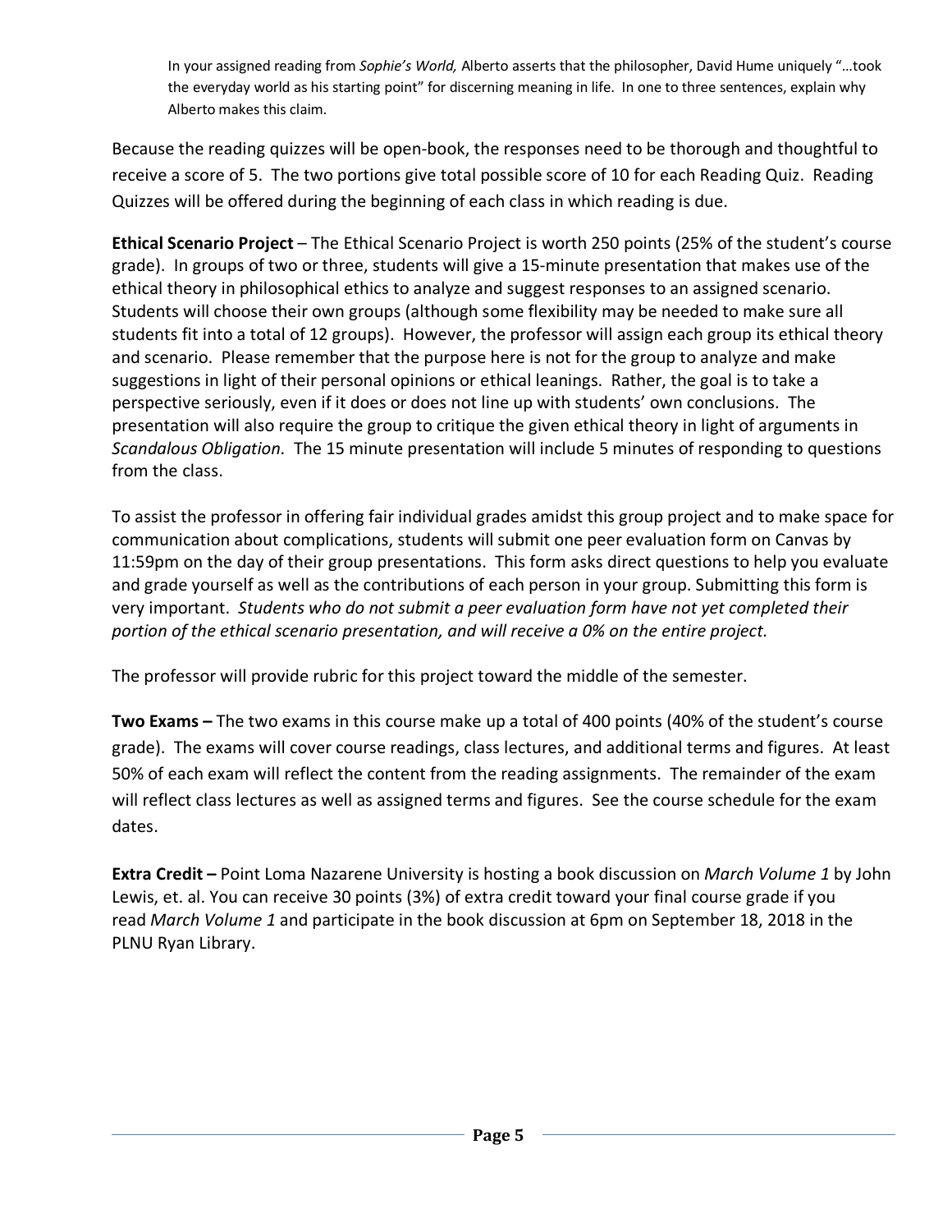> In your assigned reading from *Sophie's World,* Alberto asserts that the philosopher, David Hume uniquely "…took the everyday world as his starting point" for discerning meaning in life. In one to three sentences, explain why Alberto makes this claim.

Because the reading quizzes will be open-book, the responses need to be thorough and thoughtful to receive a score of 5. The two portions give total possible score of 10 for each Reading Quiz. Reading Quizzes will be offered during the beginning of each class in which reading is due.

**Ethical Scenario Project** – The Ethical Scenario Project is worth 250 points (25% of the student's course grade). In groups of two or three, students will give a 15-minute presentation that makes use of the ethical theory in philosophical ethics to analyze and suggest responses to an assigned scenario. Students will choose their own groups (although some flexibility may be needed to make sure all students fit into a total of 12 groups). However, the professor will assign each group its ethical theory and scenario. Please remember that the purpose here is not for the group to analyze and make suggestions in light of their personal opinions or ethical leanings. Rather, the goal is to take a perspective seriously, even if it does or does not line up with students' own conclusions. The presentation will also require the group to critique the given ethical theory in light of arguments in *Scandalous Obligation.* The 15 minute presentation will include 5 minutes of responding to questions from the class.

To assist the professor in offering fair individual grades amidst this group project and to make space for communication about complications, students will submit one peer evaluation form on Canvas by 11:59pm on the day of their group presentations. This form asks direct questions to help you evaluate and grade yourself as well as the contributions of each person in your group. Submitting this form is very important. *Students who do not submit a peer evaluation form have not yet completed their portion of the ethical scenario presentation, and will receive a 0% on the entire project.*

The professor will provide rubric for this project toward the middle of the semester.

**Two Exams –** The two exams in this course make up a total of 400 points (40% of the student's course grade). The exams will cover course readings, class lectures, and additional terms and figures. At least 50% of each exam will reflect the content from the reading assignments. The remainder of the exam will reflect class lectures as well as assigned terms and figures. See the course schedule for the exam dates.

**Extra Credit –** Point Loma Nazarene University is hosting a book discussion on *March Volume 1* by John Lewis, et. al. You can receive 30 points (3%) of extra credit toward your final course grade if you read *March Volume 1* and participate in the book discussion at 6pm on September 18, 2018 in the PLNU Ryan Library.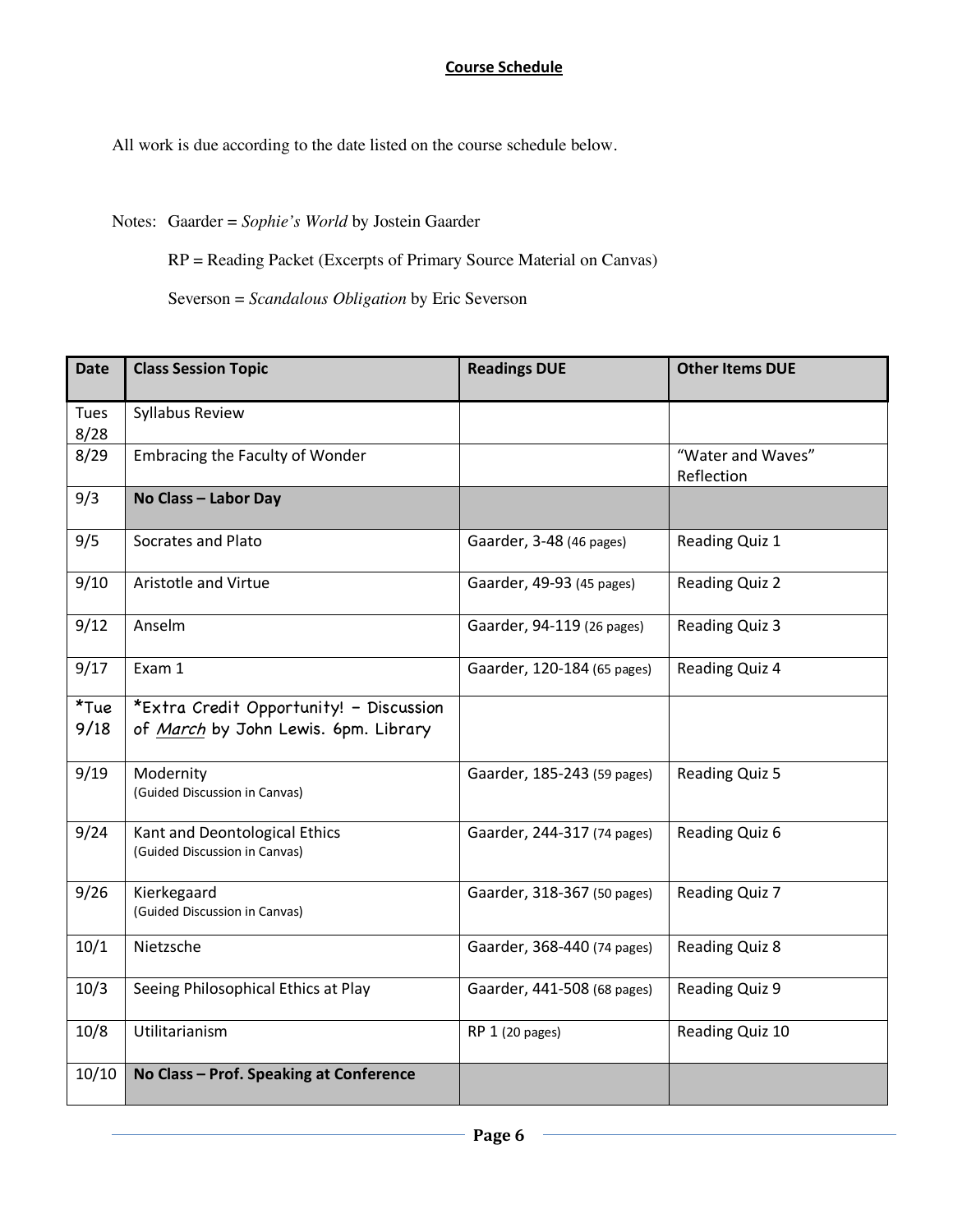**Course Schedule**

All work is due according to the date listed on the course schedule below.

Notes: Gaarder = *Sophie's World* by Jostein Gaarder

RP = Reading Packet (Excerpts of Primary Source Material on Canvas)

Severson = *Scandalous Obligation* by Eric Severson

| Date | Class Session Topic | Readings DUE | Other Items DUE |
|---|---|---|---|
| Tues 8/28 | Syllabus Review | | |
| 8/29 | Embracing the Faculty of Wonder | | "Water and Waves" Reflection |
| 9/3 | **No Class – Labor Day** | | |
| 9/5 | Socrates and Plato | Gaarder, 3-48 (46 pages) | Reading Quiz 1 |
| 9/10 | Aristotle and Virtue | Gaarder, 49-93 (45 pages) | Reading Quiz 2 |
| 9/12 | Anselm | Gaarder, 94-119 (26 pages) | Reading Quiz 3 |
| 9/17 | Exam 1 | Gaarder, 120-184 (65 pages) | Reading Quiz 4 |
| *Tue 9/18 | *Extra Credit Opportunity! – Discussion of *March* by John Lewis. 6pm. Library | | |
| 9/19 | Modernity (Guided Discussion in Canvas) | Gaarder, 185-243 (59 pages) | Reading Quiz 5 |
| 9/24 | Kant and Deontological Ethics (Guided Discussion in Canvas) | Gaarder, 244-317 (74 pages) | Reading Quiz 6 |
| 9/26 | Kierkegaard (Guided Discussion in Canvas) | Gaarder, 318-367 (50 pages) | Reading Quiz 7 |
| 10/1 | Nietzsche | Gaarder, 368-440 (74 pages) | Reading Quiz 8 |
| 10/3 | Seeing Philosophical Ethics at Play | Gaarder, 441-508 (68 pages) | Reading Quiz 9 |
| 10/8 | Utilitarianism | RP 1 (20 pages) | Reading Quiz 10 |
| 10/10 | **No Class – Prof. Speaking at Conference** | | |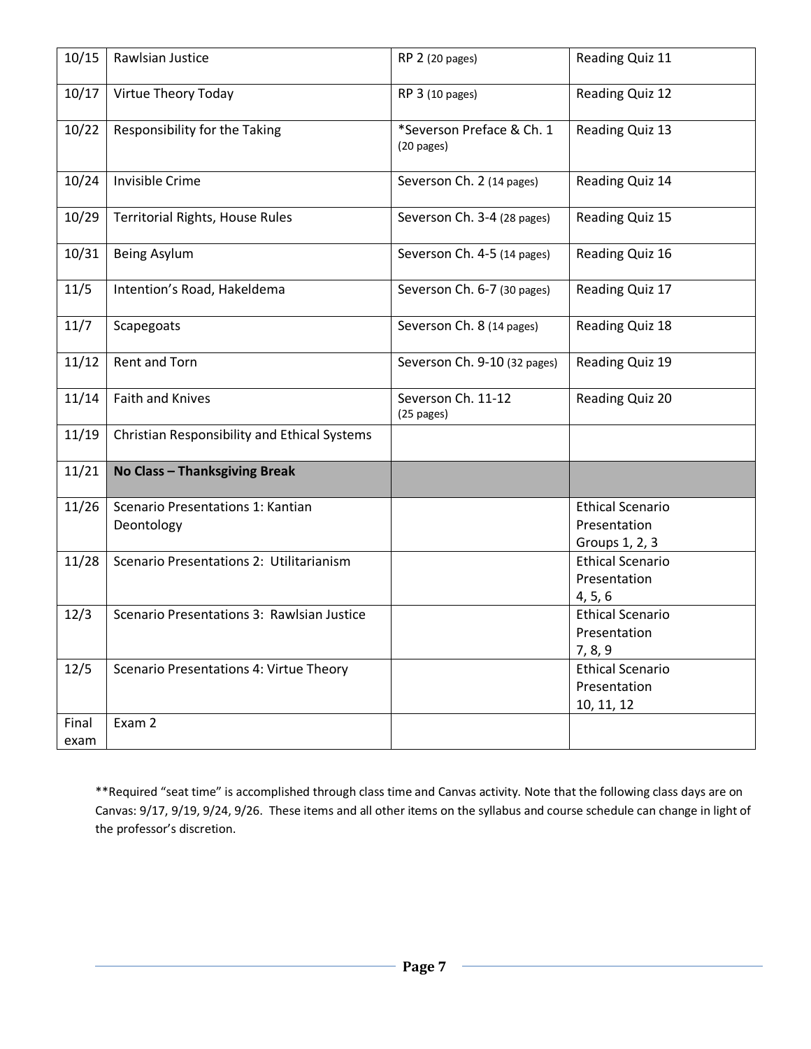| | | | |
|---|---|---|---|
| 10/15 | Rawlsian Justice | RP 2 (20 pages) | Reading Quiz 11 |
| 10/17 | Virtue Theory Today | RP 3 (10 pages) | Reading Quiz 12 |
| 10/22 | Responsibility for the Taking | *Severson Preface & Ch. 1 (20 pages) | Reading Quiz 13 |
| 10/24 | Invisible Crime | Severson Ch. 2 (14 pages) | Reading Quiz 14 |
| 10/29 | Territorial Rights, House Rules | Severson Ch. 3-4 (28 pages) | Reading Quiz 15 |
| 10/31 | Being Asylum | Severson Ch. 4-5 (14 pages) | Reading Quiz 16 |
| 11/5 | Intention's Road, Hakeldema | Severson Ch. 6-7 (30 pages) | Reading Quiz 17 |
| 11/7 | Scapegoats | Severson Ch. 8 (14 pages) | Reading Quiz 18 |
| 11/12 | Rent and Torn | Severson Ch. 9-10 (32 pages) | Reading Quiz 19 |
| 11/14 | Faith and Knives | Severson Ch. 11-12 (25 pages) | Reading Quiz 20 |
| 11/19 | Christian Responsibility and Ethical Systems | | |
| 11/21 | **No Class – Thanksgiving Break** | | |
| 11/26 | Scenario Presentations 1: Kantian Deontology | | Ethical Scenario Presentation Groups 1, 2, 3 |
| 11/28 | Scenario Presentations 2: Utilitarianism | | Ethical Scenario Presentation 4, 5, 6 |
| 12/3 | Scenario Presentations 3: Rawlsian Justice | | Ethical Scenario Presentation 7, 8, 9 |
| 12/5 | Scenario Presentations 4: Virtue Theory | | Ethical Scenario Presentation 10, 11, 12 |
| Final exam | Exam 2 | | |

**Required "seat time" is accomplished through class time and Canvas activity. Note that the following class days are on Canvas: 9/17, 9/19, 9/24, 9/26. These items and all other items on the syllabus and course schedule can change in light of the professor's discretion.